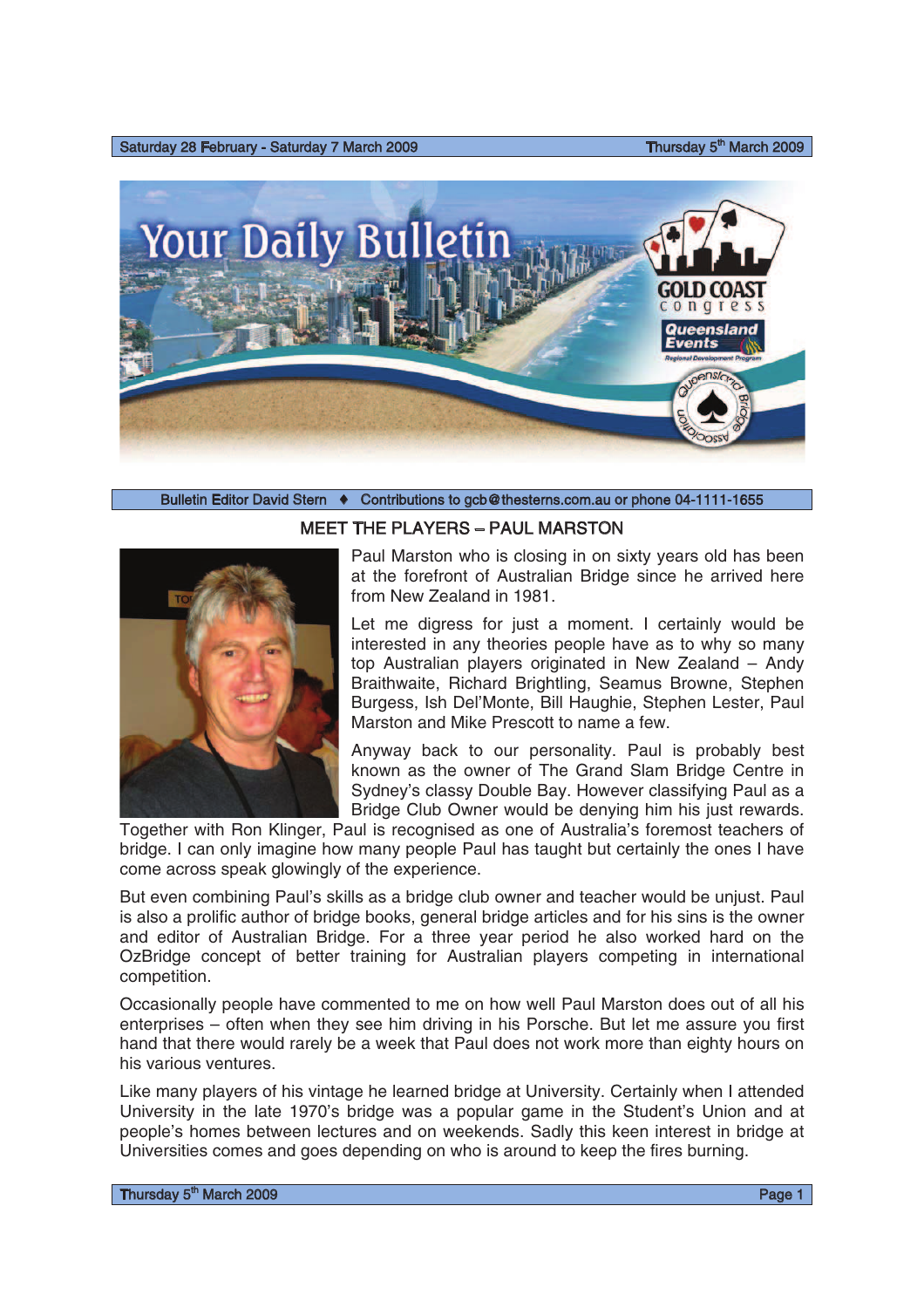Bulletin Editor David Stern ♦ Contributions to gcb@thesterns.com.au or phone 04-1111-1655

## MEET THE PLAYERS – PAUL MARSTON

Paul Marston who is closing in on sixty years old has been at the forefront of Australian Bridge since he arrived here from New Zealand in 1981.

Let me digress for just a moment. I certainly would be interested in any theories people have as to why so many top Australian players originated in New Zealand – Andy Braithwaite, Richard Brightling, Seamus Browne, Stephen Burgess, Ish Del'Monte, Bill Haughie, Stephen Lester, Paul Marston and Mike Prescott to name a few.

Anyway back to our personality. Paul is probably best known as the owner of The Grand Slam Bridge Centre in Sydney's classy Double Bay. However classifying Paul as a Bridge Club Owner would be denying him his just rewards. Together with Ron Klinger, Paul is recognised as one of Australia's foremost teachers of bridge. I can only imagine how many people Paul has taught but certainly the ones I have come across speak glowingly of the experience.

But even combining Paul's skills as a bridge club owner and teacher would be unjust. Paul is also a prolific author of bridge books, general bridge articles and for his sins is the owner and editor of Australian Bridge. For a three year period he also worked hard on the OzBridge concept of better training for Australian players competing in international competition.

Occasionally people have commented to me on how well Paul Marston does out of all his enterprises – often when they see him driving in his Porsche. But let me assure you first hand that there would rarely be a week that Paul does not work more than eighty hours on his various ventures.

Like many players of his vintage he learned bridge at University. Certainly when I attended University in the late 1970's bridge was a popular game in the Student's Union and at people's homes between lectures and on weekends. Sadly this keen interest in bridge at Universities comes and goes depending on who is around to keep the fires burning.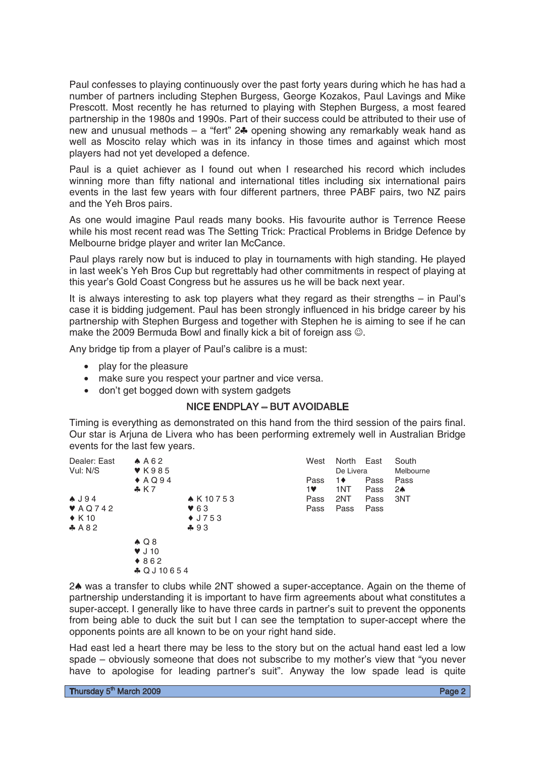Paul confesses to playing continuously over the past forty years during which he has had a number of partners including Stephen Burgess, George Kozakos, Paul Lavings and Mike Prescott. Most recently he has returned to playing with Stephen Burgess, a most feared partnership in the 1980s and 1990s. Part of their success could be attributed to their use of new and unusual methods – a "fert" 2♣ opening showing any remarkably weak hand as well as Moscito relay which was in its infancy in those times and against which most players had not yet developed a defence.

Paul is a quiet achiever as I found out when I researched his record which includes winning more than fifty national and international titles including six international pairs events in the last few years with four different partners, three PABF pairs, two NZ pairs and the Yeh Bros pairs.

As one would imagine Paul reads many books. His favourite author is Terrence Reese while his most recent read was The Setting Trick: Practical Problems in Bridge Defence by Melbourne bridge player and writer Ian McCance.

Paul plays rarely now but is induced to play in tournaments with high standing. He played in last week's Yeh Bros Cup but regrettably had other commitments in respect of playing at this year's Gold Coast Congress but he assures us he will be back next year.

It is always interesting to ask top players what they regard as their strengths – in Paul's case it is bidding judgement. Paul has been strongly influenced in his bridge career by his partnership with Stephen Burgess and together with Stephen he is aiming to see if he can make the 2009 Bermuda Bowl and finally kick a bit of foreign ass ☺.

Any bridge tip from a player of Paul's calibre is a must:

- play for the pleasure
- make sure you respect your partner and vice versa.
- don't get bogged down with system gadgets

## NICE ENDPLAY – BUT AVOIDABLE

Timing is everything as demonstrated on this hand from the third session of the pairs final. Our star is Arjuna de Livera who has been performing extremely well in Australian Bridge events for the last few years.

Dealer: East
Vul: N/S

North:
♠ A 6 2
♥ K 9 8 5
♦ A Q 9 4
♣ K 7

West:
♠ J 9 4
♥ A Q 7 4 2
♦ K 10
♣ A 8 2

East:
♠ K 10 7 5 3
♥ 6 3
♦ J 7 5 3
♣ 9 3

South:
♠ Q 8
♥ J 10
♦ 8 6 2
♣ Q J 10 6 5 4

| West | North<br>De Livera | East | South<br>Melbourne |
|---|---|---|---|
| | | Pass | Pass |
| Pass | 1♦ | Pass | 2♠ |
| 1♥ | 1NT | Pass | 3NT |
| Pass | 2NT | Pass | |
| Pass | Pass | Pass | |

2♠ was a transfer to clubs while 2NT showed a super-acceptance. Again on the theme of partnership understanding it is important to have firm agreements about what constitutes a super-accept. I generally like to have three cards in partner's suit to prevent the opponents from being able to duck the suit but I can see the temptation to super-accept where the opponents points are all known to be on your right hand side.

Had east led a heart there may be less to the story but on the actual hand east led a low spade – obviously someone that does not subscribe to my mother's view that "you never have to apologise for leading partner's suit". Anyway the low spade lead is quite